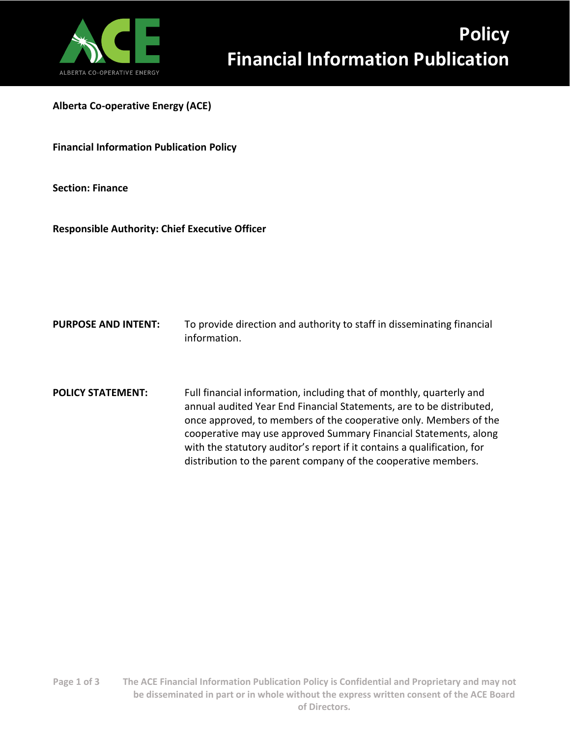# Policy
# Financial Information Publication

**Alberta Co-operative Energy (ACE)**

**Financial Information Publication Policy**

**Section: Finance**

**Responsible Authority: Chief Executive Officer**

**PURPOSE AND INTENT:** To provide direction and authority to staff in disseminating financial information.

**POLICY STATEMENT:** Full financial information, including that of monthly, quarterly and annual audited Year End Financial Statements, are to be distributed, once approved, to members of the cooperative only. Members of the cooperative may use approved Summary Financial Statements, along with the statutory auditor's report if it contains a qualification, for distribution to the parent company of the cooperative members.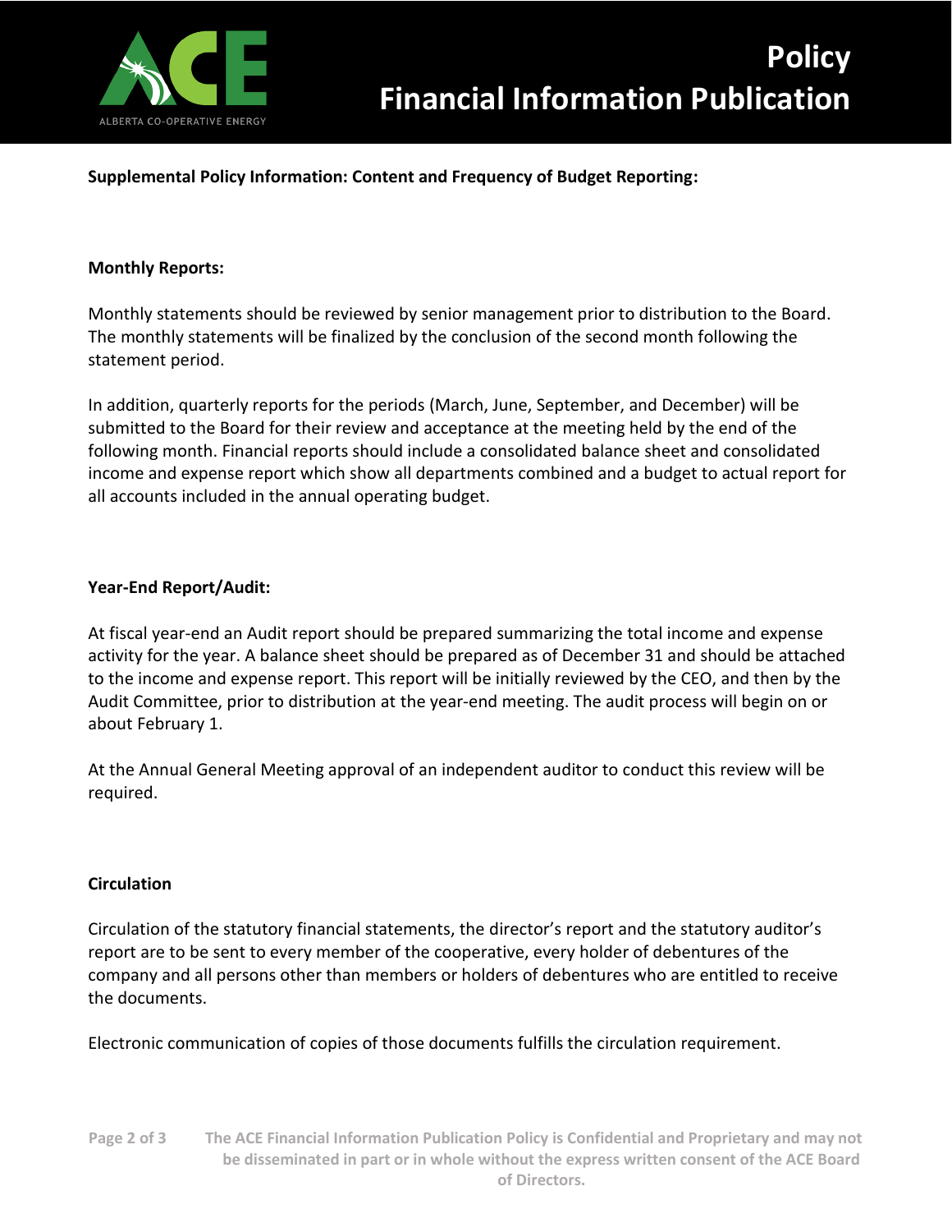**Supplemental Policy Information: Content and Frequency of Budget Reporting:**

**Monthly Reports:**

Monthly statements should be reviewed by senior management prior to distribution to the Board. The monthly statements will be finalized by the conclusion of the second month following the statement period.

In addition, quarterly reports for the periods (March, June, September, and December) will be submitted to the Board for their review and acceptance at the meeting held by the end of the following month. Financial reports should include a consolidated balance sheet and consolidated income and expense report which show all departments combined and a budget to actual report for all accounts included in the annual operating budget.

**Year-End Report/Audit:**

At fiscal year-end an Audit report should be prepared summarizing the total income and expense activity for the year. A balance sheet should be prepared as of December 31 and should be attached to the income and expense report. This report will be initially reviewed by the CEO, and then by the Audit Committee, prior to distribution at the year-end meeting. The audit process will begin on or about February 1.

At the Annual General Meeting approval of an independent auditor to conduct this review will be required.

**Circulation**

Circulation of the statutory financial statements, the director's report and the statutory auditor's report are to be sent to every member of the cooperative, every holder of debentures of the company and all persons other than members or holders of debentures who are entitled to receive the documents.

Electronic communication of copies of those documents fulfills the circulation requirement.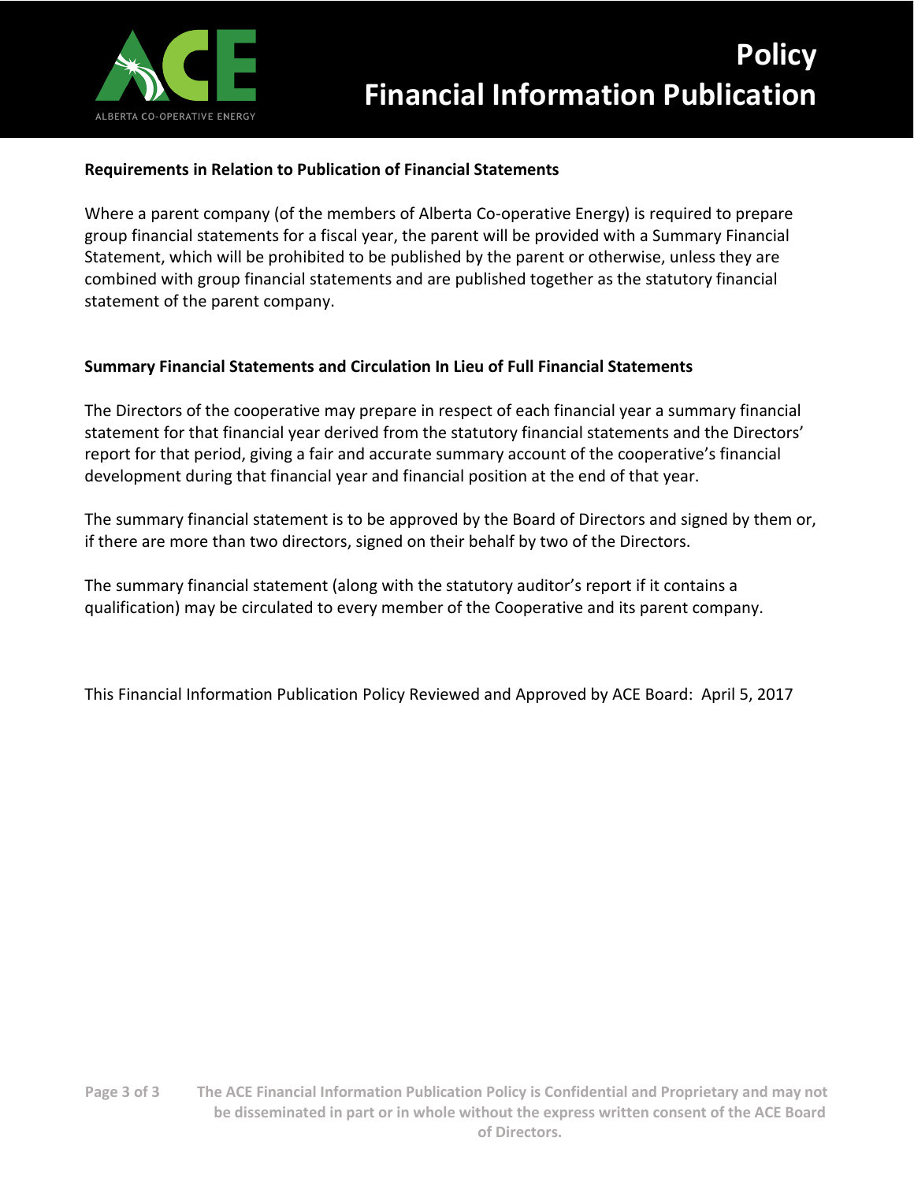# Policy Financial Information Publication

### Requirements in Relation to Publication of Financial Statements

Where a parent company (of the members of Alberta Co-operative Energy) is required to prepare group financial statements for a fiscal year, the parent will be provided with a Summary Financial Statement, which will be prohibited to be published by the parent or otherwise, unless they are combined with group financial statements and are published together as the statutory financial statement of the parent company.

### Summary Financial Statements and Circulation In Lieu of Full Financial Statements

The Directors of the cooperative may prepare in respect of each financial year a summary financial statement for that financial year derived from the statutory financial statements and the Directors' report for that period, giving a fair and accurate summary account of the cooperative's financial development during that financial year and financial position at the end of that year.

The summary financial statement is to be approved by the Board of Directors and signed by them or, if there are more than two directors, signed on their behalf by two of the Directors.

The summary financial statement (along with the statutory auditor's report if it contains a qualification) may be circulated to every member of the Cooperative and its parent company.

This Financial Information Publication Policy Reviewed and Approved by ACE Board: April 5, 2017